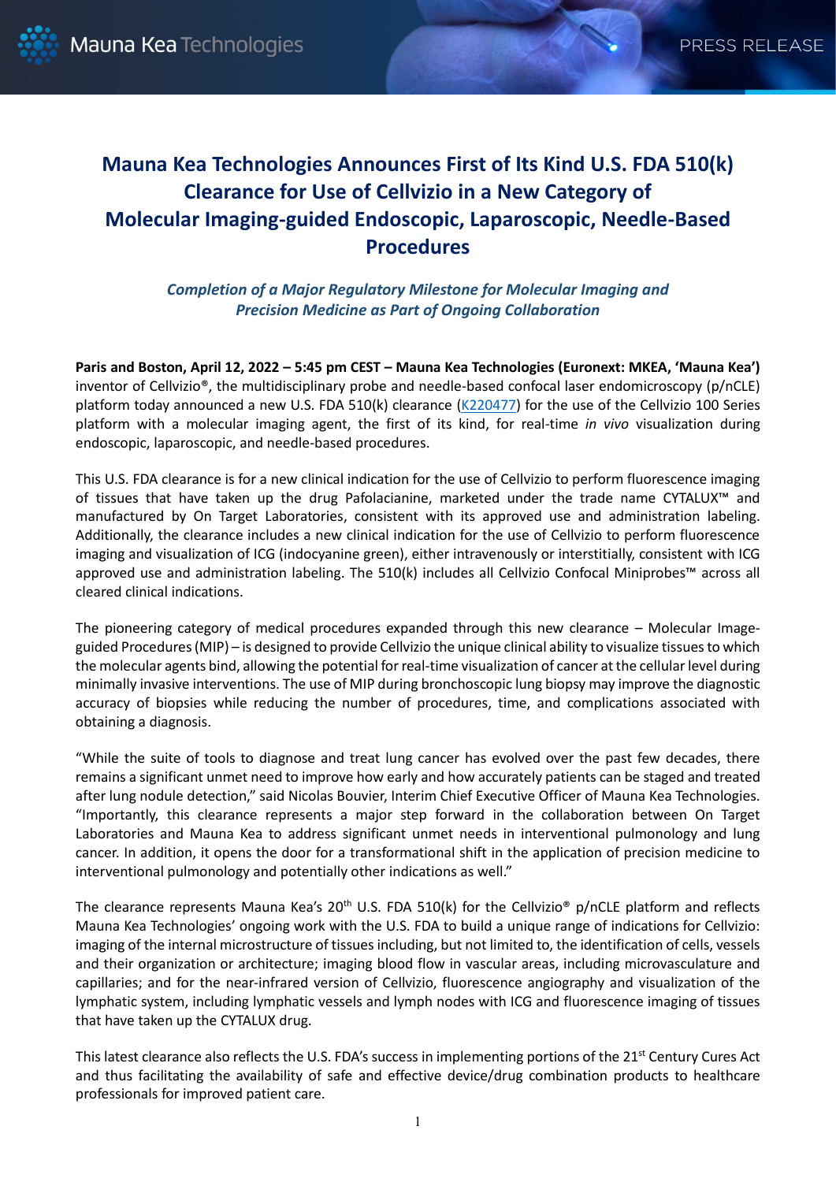# Mauna Kea Technologies Announces First of Its Kind U.S. FDA 510(k) Clearance for Use of Cellvizio in a New Category of Molecular Imaging-guided Endoscopic, Laparoscopic, Needle-Based Procedures

***Completion of a Major Regulatory Milestone for Molecular Imaging and Precision Medicine as Part of Ongoing Collaboration***

**Paris and Boston, April 12, 2022 – 5:45 pm CEST – Mauna Kea Technologies (Euronext: MKEA, 'Mauna Kea')** inventor of Cellvizio®, the multidisciplinary probe and needle-based confocal laser endomicroscopy (p/nCLE) platform today announced a new U.S. FDA 510(k) clearance (K220477) for the use of the Cellvizio 100 Series platform with a molecular imaging agent, the first of its kind, for real-time *in vivo* visualization during endoscopic, laparoscopic, and needle-based procedures.

This U.S. FDA clearance is for a new clinical indication for the use of Cellvizio to perform fluorescence imaging of tissues that have taken up the drug Pafolacianine, marketed under the trade name CYTALUX™ and manufactured by On Target Laboratories, consistent with its approved use and administration labeling. Additionally, the clearance includes a new clinical indication for the use of Cellvizio to perform fluorescence imaging and visualization of ICG (indocyanine green), either intravenously or interstitially, consistent with ICG approved use and administration labeling. The 510(k) includes all Cellvizio Confocal Miniprobes™ across all cleared clinical indications.

The pioneering category of medical procedures expanded through this new clearance – Molecular Image-guided Procedures (MIP) – is designed to provide Cellvizio the unique clinical ability to visualize tissues to which the molecular agents bind, allowing the potential for real-time visualization of cancer at the cellular level during minimally invasive interventions. The use of MIP during bronchoscopic lung biopsy may improve the diagnostic accuracy of biopsies while reducing the number of procedures, time, and complications associated with obtaining a diagnosis.

"While the suite of tools to diagnose and treat lung cancer has evolved over the past few decades, there remains a significant unmet need to improve how early and how accurately patients can be staged and treated after lung nodule detection," said Nicolas Bouvier, Interim Chief Executive Officer of Mauna Kea Technologies. "Importantly, this clearance represents a major step forward in the collaboration between On Target Laboratories and Mauna Kea to address significant unmet needs in interventional pulmonology and lung cancer. In addition, it opens the door for a transformational shift in the application of precision medicine to interventional pulmonology and potentially other indications as well."

The clearance represents Mauna Kea's 20th U.S. FDA 510(k) for the Cellvizio® p/nCLE platform and reflects Mauna Kea Technologies' ongoing work with the U.S. FDA to build a unique range of indications for Cellvizio: imaging of the internal microstructure of tissues including, but not limited to, the identification of cells, vessels and their organization or architecture; imaging blood flow in vascular areas, including microvasculature and capillaries; and for the near-infrared version of Cellvizio, fluorescence angiography and visualization of the lymphatic system, including lymphatic vessels and lymph nodes with ICG and fluorescence imaging of tissues that have taken up the CYTALUX drug.

This latest clearance also reflects the U.S. FDA's success in implementing portions of the 21st Century Cures Act and thus facilitating the availability of safe and effective device/drug combination products to healthcare professionals for improved patient care.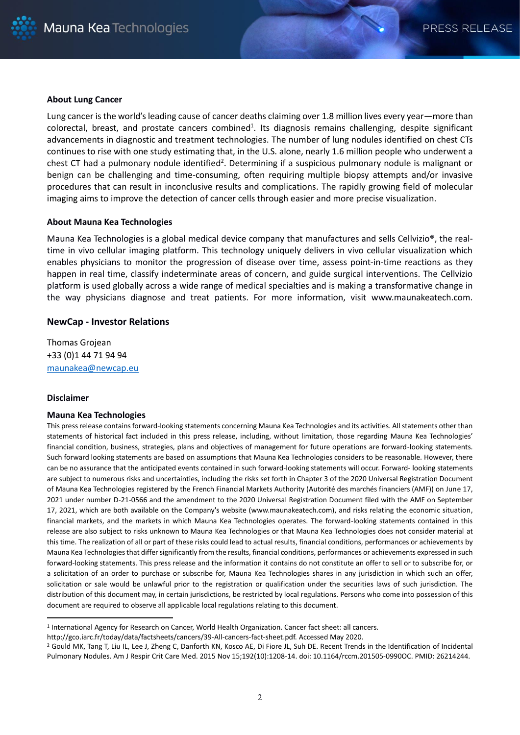### About Lung Cancer

Lung cancer is the world's leading cause of cancer deaths claiming over 1.8 million lives every year—more than colorectal, breast, and prostate cancers combined[1]. Its diagnosis remains challenging, despite significant advancements in diagnostic and treatment technologies. The number of lung nodules identified on chest CTs continues to rise with one study estimating that, in the U.S. alone, nearly 1.6 million people who underwent a chest CT had a pulmonary nodule identified[2]. Determining if a suspicious pulmonary nodule is malignant or benign can be challenging and time-consuming, often requiring multiple biopsy attempts and/or invasive procedures that can result in inconclusive results and complications. The rapidly growing field of molecular imaging aims to improve the detection of cancer cells through easier and more precise visualization.

### About Mauna Kea Technologies

Mauna Kea Technologies is a global medical device company that manufactures and sells Cellvizio®, the real-time in vivo cellular imaging platform. This technology uniquely delivers in vivo cellular visualization which enables physicians to monitor the progression of disease over time, assess point-in-time reactions as they happen in real time, classify indeterminate areas of concern, and guide surgical interventions. The Cellvizio platform is used globally across a wide range of medical specialties and is making a transformative change in the way physicians diagnose and treat patients. For more information, visit www.maunakeatech.com.

### NewCap - Investor Relations

Thomas Grojean
+33 (0)1 44 71 94 94
maunakea@newcap.eu

### Disclaimer

**Mauna Kea Technologies**

This press release contains forward-looking statements concerning Mauna Kea Technologies and its activities. All statements other than statements of historical fact included in this press release, including, without limitation, those regarding Mauna Kea Technologies' financial condition, business, strategies, plans and objectives of management for future operations are forward-looking statements. Such forward looking statements are based on assumptions that Mauna Kea Technologies considers to be reasonable. However, there can be no assurance that the anticipated events contained in such forward-looking statements will occur. Forward- looking statements are subject to numerous risks and uncertainties, including the risks set forth in Chapter 3 of the 2020 Universal Registration Document of Mauna Kea Technologies registered by the French Financial Markets Authority (Autorité des marchés financiers (AMF)) on June 17, 2021 under number D-21-0566 and the amendment to the 2020 Universal Registration Document filed with the AMF on September 17, 2021, which are both available on the Company's website (www.maunakeatech.com), and risks relating the economic situation, financial markets, and the markets in which Mauna Kea Technologies operates. The forward-looking statements contained in this release are also subject to risks unknown to Mauna Kea Technologies or that Mauna Kea Technologies does not consider material at this time. The realization of all or part of these risks could lead to actual results, financial conditions, performances or achievements by Mauna Kea Technologies that differ significantly from the results, financial conditions, performances or achievements expressed in such forward-looking statements. This press release and the information it contains do not constitute an offer to sell or to subscribe for, or a solicitation of an order to purchase or subscribe for, Mauna Kea Technologies shares in any jurisdiction in which such an offer, solicitation or sale would be unlawful prior to the registration or qualification under the securities laws of such jurisdiction. The distribution of this document may, in certain jurisdictions, be restricted by local regulations. Persons who come into possession of this document are required to observe all applicable local regulations relating to this document.

---

[1] International Agency for Research on Cancer, World Health Organization. Cancer fact sheet: all cancers. http://gco.iarc.fr/today/data/factsheets/cancers/39-All-cancers-fact-sheet.pdf. Accessed May 2020.

[2] Gould MK, Tang T, Liu IL, Lee J, Zheng C, Danforth KN, Kosco AE, Di Fiore JL, Suh DE. Recent Trends in the Identification of Incidental Pulmonary Nodules. Am J Respir Crit Care Med. 2015 Nov 15;192(10):1208-14. doi: 10.1164/rccm.201505-0990OC. PMID: 26214244.